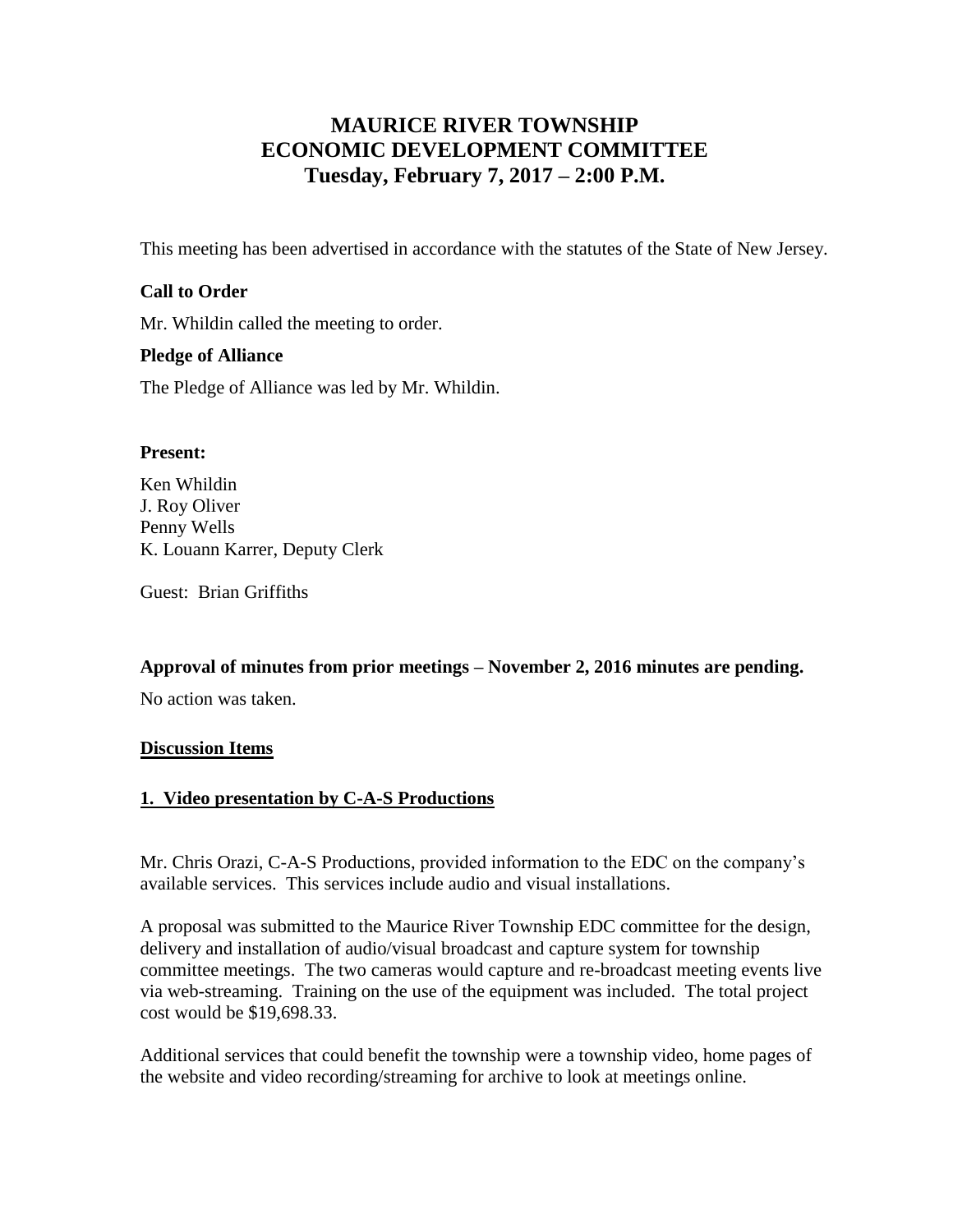# MAURICE RIVER TOWNSHIP
# ECONOMIC DEVELOPMENT COMMITTEE
# Tuesday, February 7, 2017 – 2:00 P.M.

This meeting has been advertised in accordance with the statutes of the State of New Jersey.

**Call to Order**

Mr. Whildin called the meeting to order.

**Pledge of Alliance**

The Pledge of Alliance was led by Mr. Whildin.

**Present:**

Ken Whildin
J. Roy Oliver
Penny Wells
K. Louann Karrer, Deputy Clerk

Guest: Brian Griffiths

**Approval of minutes from prior meetings – November 2, 2016 minutes are pending.**

No action was taken.

**<u>Discussion Items</u>**

**<u>1. Video presentation by C-A-S Productions</u>**

Mr. Chris Orazi, C-A-S Productions, provided information to the EDC on the company's available services. This services include audio and visual installations.

A proposal was submitted to the Maurice River Township EDC committee for the design, delivery and installation of audio/visual broadcast and capture system for township committee meetings. The two cameras would capture and re-broadcast meeting events live via web-streaming. Training on the use of the equipment was included. The total project cost would be $19,698.33.

Additional services that could benefit the township were a township video, home pages of the website and video recording/streaming for archive to look at meetings online.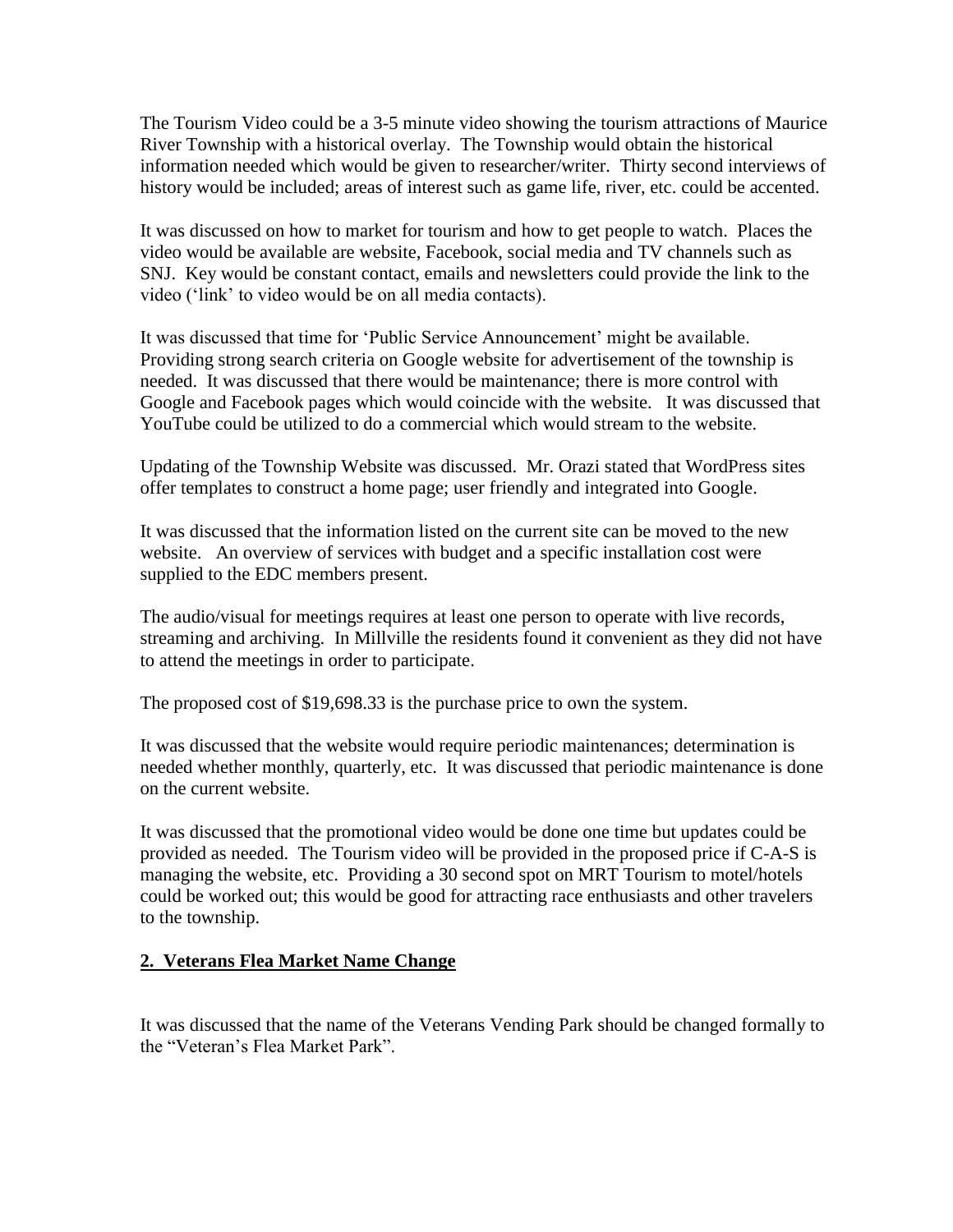The Tourism Video could be a 3-5 minute video showing the tourism attractions of Maurice River Township with a historical overlay. The Township would obtain the historical information needed which would be given to researcher/writer. Thirty second interviews of history would be included; areas of interest such as game life, river, etc. could be accented.

It was discussed on how to market for tourism and how to get people to watch. Places the video would be available are website, Facebook, social media and TV channels such as SNJ. Key would be constant contact, emails and newsletters could provide the link to the video ('link' to video would be on all media contacts).

It was discussed that time for 'Public Service Announcement' might be available. Providing strong search criteria on Google website for advertisement of the township is needed. It was discussed that there would be maintenance; there is more control with Google and Facebook pages which would coincide with the website. It was discussed that YouTube could be utilized to do a commercial which would stream to the website.

Updating of the Township Website was discussed. Mr. Orazi stated that WordPress sites offer templates to construct a home page; user friendly and integrated into Google.

It was discussed that the information listed on the current site can be moved to the new website. An overview of services with budget and a specific installation cost were supplied to the EDC members present.

The audio/visual for meetings requires at least one person to operate with live records, streaming and archiving. In Millville the residents found it convenient as they did not have to attend the meetings in order to participate.

The proposed cost of $19,698.33 is the purchase price to own the system.

It was discussed that the website would require periodic maintenances; determination is needed whether monthly, quarterly, etc. It was discussed that periodic maintenance is done on the current website.

It was discussed that the promotional video would be done one time but updates could be provided as needed. The Tourism video will be provided in the proposed price if C-A-S is managing the website, etc. Providing a 30 second spot on MRT Tourism to motel/hotels could be worked out; this would be good for attracting race enthusiasts and other travelers to the township.

## 2. Veterans Flea Market Name Change

It was discussed that the name of the Veterans Vending Park should be changed formally to the "Veteran's Flea Market Park".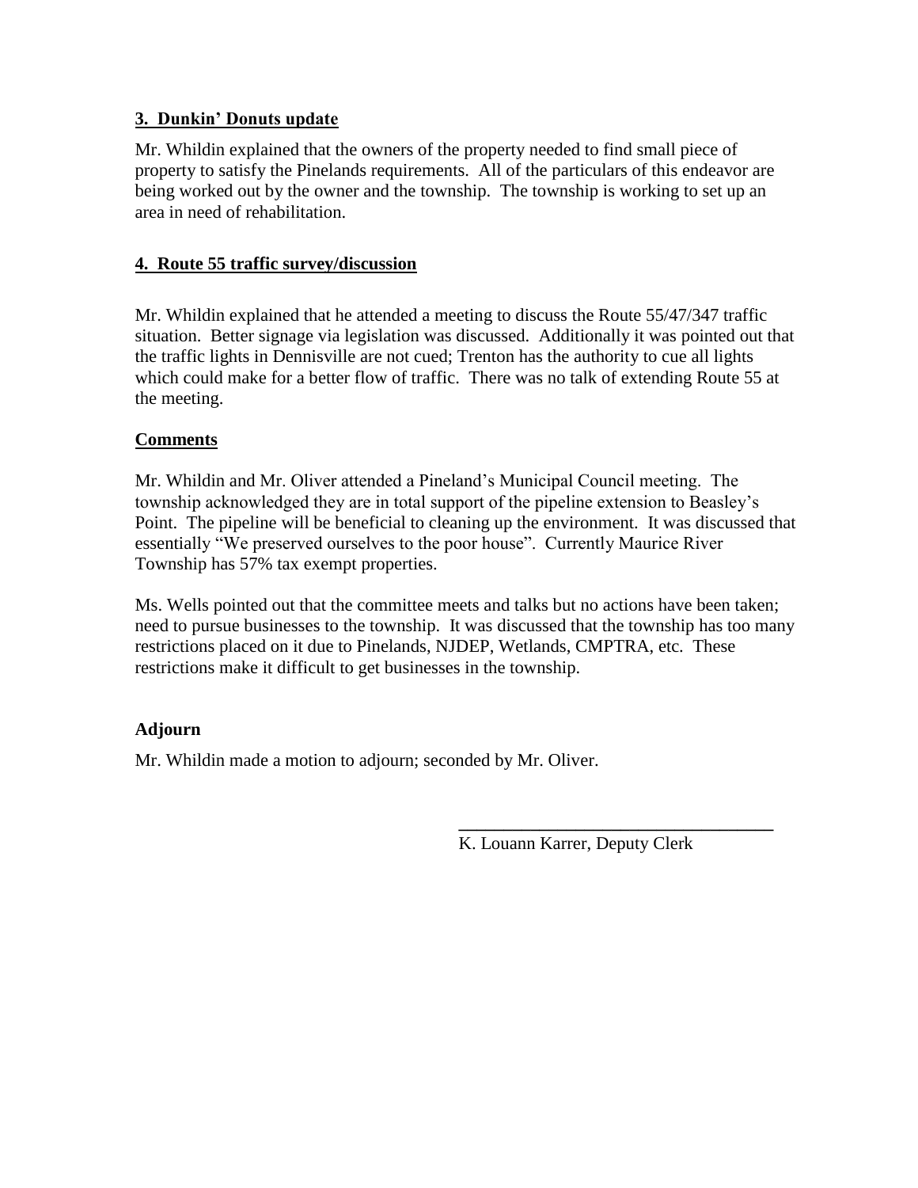### **3. Dunkin' Donuts update**

Mr. Whildin explained that the owners of the property needed to find small piece of property to satisfy the Pinelands requirements. All of the particulars of this endeavor are being worked out by the owner and the township. The township is working to set up an area in need of rehabilitation.

### **4. Route 55 traffic survey/discussion**

Mr. Whildin explained that he attended a meeting to discuss the Route 55/47/347 traffic situation. Better signage via legislation was discussed. Additionally it was pointed out that the traffic lights in Dennisville are not cued; Trenton has the authority to cue all lights which could make for a better flow of traffic. There was no talk of extending Route 55 at the meeting.

### **Comments**

Mr. Whildin and Mr. Oliver attended a Pineland's Municipal Council meeting. The township acknowledged they are in total support of the pipeline extension to Beasley's Point. The pipeline will be beneficial to cleaning up the environment. It was discussed that essentially "We preserved ourselves to the poor house". Currently Maurice River Township has 57% tax exempt properties.

Ms. Wells pointed out that the committee meets and talks but no actions have been taken; need to pursue businesses to the township. It was discussed that the township has too many restrictions placed on it due to Pinelands, NJDEP, Wetlands, CMPTRA, etc. These restrictions make it difficult to get businesses in the township.

### **Adjourn**

Mr. Whildin made a motion to adjourn; seconded by Mr. Oliver.

\_\_\_\_\_\_\_\_\_\_\_\_\_\_\_\_\_\_\_\_\_\_\_\_\_\_\_\_\_\_\_\_\_\_\_

K. Louann Karrer, Deputy Clerk